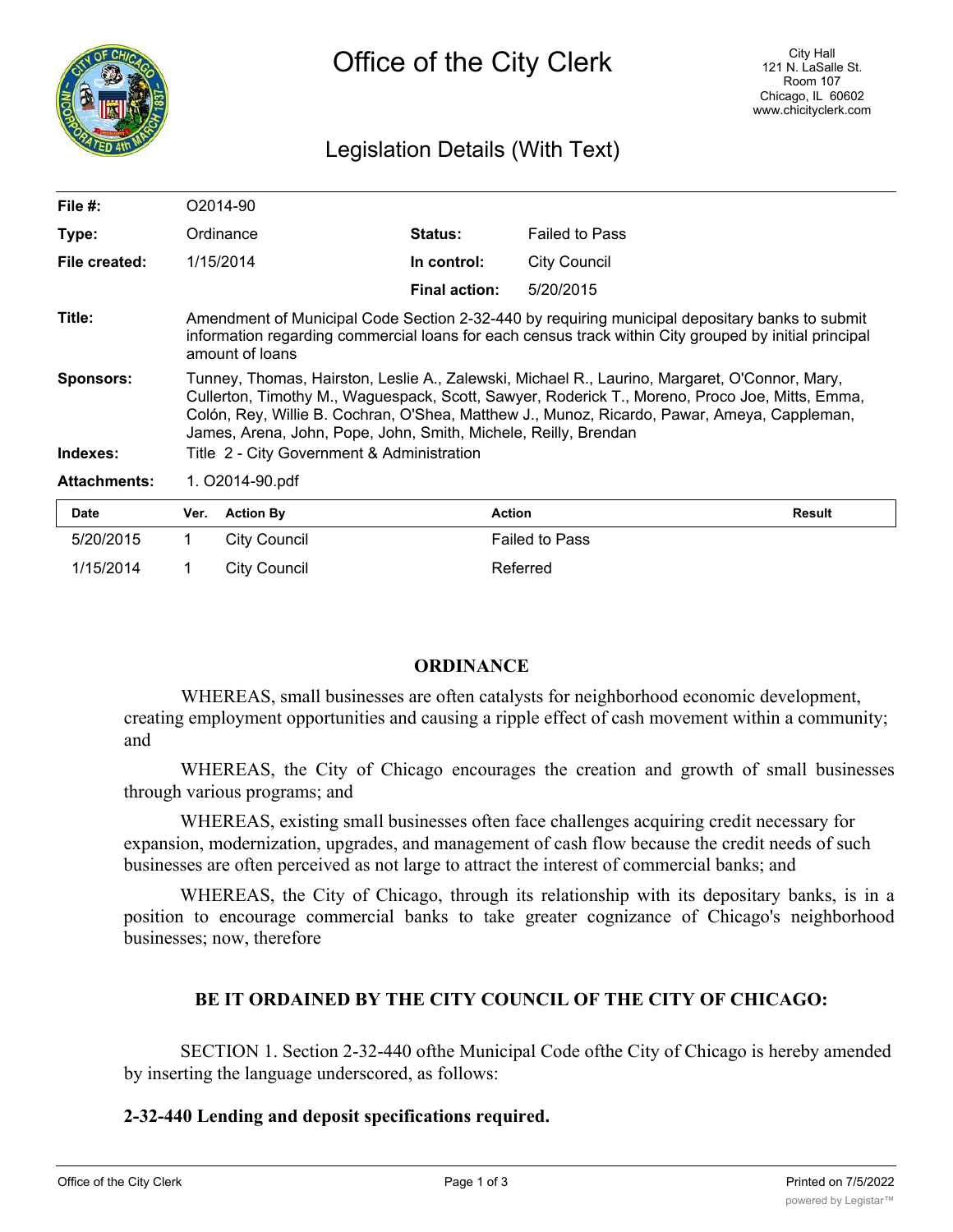# Office of the City Clerk

City Hall
121 N. LaSalle St.
Room 107
Chicago, IL 60602
www.chicityclerk.com

## Legislation Details (With Text)

| | | | |
|---|---|---|---|
| **File #:** | O2014-90 | | |
| **Type:** | Ordinance | **Status:** | Failed to Pass |
| **File created:** | 1/15/2014 | **In control:** | City Council |
| | | **Final action:** | 5/20/2015 |

**Title:** Amendment of Municipal Code Section 2-32-440 by requiring municipal depositary banks to submit information regarding commercial loans for each census track within City grouped by initial principal amount of loans

**Sponsors:** Tunney, Thomas, Hairston, Leslie A., Zalewski, Michael R., Laurino, Margaret, O'Connor, Mary, Cullerton, Timothy M., Waguespack, Scott, Sawyer, Roderick T., Moreno, Proco Joe, Mitts, Emma, Colón, Rey, Willie B. Cochran, O'Shea, Matthew J., Munoz, Ricardo, Pawar, Ameya, Cappleman, James, Arena, John, Pope, John, Smith, Michele, Reilly, Brendan

**Indexes:** Title 2 - City Government & Administration

**Attachments:** 1. O2014-90.pdf

| Date | Ver. | Action By | Action | Result |
|---|---|---|---|---|
| 5/20/2015 | 1 | City Council | Failed to Pass | |
| 1/15/2014 | 1 | City Council | Referred | |

## ORDINANCE

WHEREAS, small businesses are often catalysts for neighborhood economic development, creating employment opportunities and causing a ripple effect of cash movement within a community; and

WHEREAS, the City of Chicago encourages the creation and growth of small businesses through various programs; and

WHEREAS, existing small businesses often face challenges acquiring credit necessary for expansion, modernization, upgrades, and management of cash flow because the credit needs of such businesses are often perceived as not large to attract the interest of commercial banks; and

WHEREAS, the City of Chicago, through its relationship with its depositary banks, is in a position to encourage commercial banks to take greater cognizance of Chicago's neighborhood businesses; now, therefore

**BE IT ORDAINED BY THE CITY COUNCIL OF THE CITY OF CHICAGO:**

SECTION 1. Section 2-32-440 ofthe Municipal Code ofthe City of Chicago is hereby amended by inserting the language underscored, as follows:

**2-32-440 Lending and deposit specifications required.**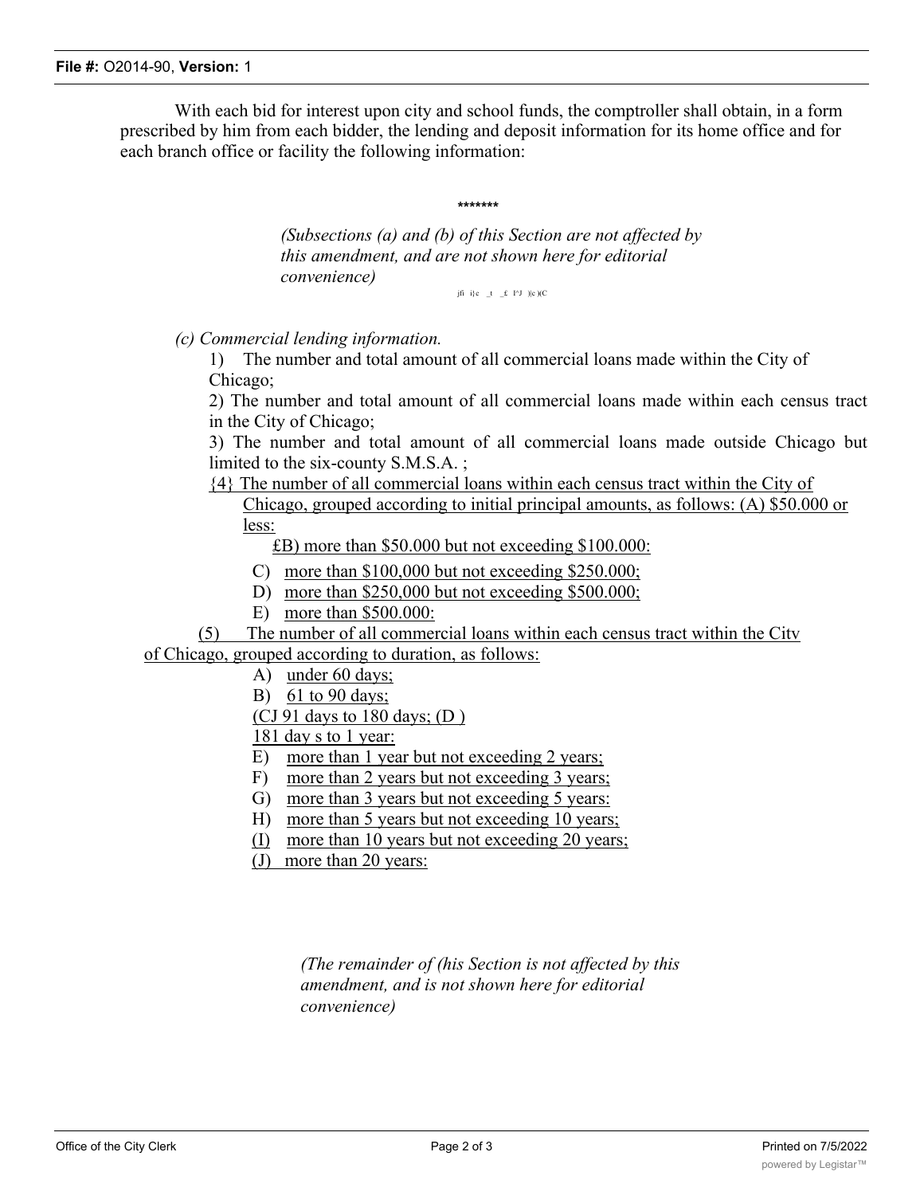With each bid for interest upon city and school funds, the comptroller shall obtain, in a form prescribed by him from each bidder, the lending and deposit information for its home office and for each branch office or facility the following information:

*******

*(Subsections (a) and (b) of this Section are not affected by this amendment, and are not shown here for editorial convenience)*

jfi i}c _t _£ l^J )|c )(C

*(c) Commercial lending information.*

1) The number and total amount of all commercial loans made within the City of Chicago;

2) The number and total amount of all commercial loans made within each census tract in the City of Chicago;

3) The number and total amount of all commercial loans made outside Chicago but limited to the six-county S.M.S.A. ;

{4} The number of all commercial loans within each census tract within the City of Chicago, grouped according to initial principal amounts, as follows: (A) $50.000 or less:

£B) more than $50.000 but not exceeding $100.000:

C) more than $100,000 but not exceeding $250.000;

D) more than $250,000 but not exceeding $500.000;

E) more than $500.000:

(5) The number of all commercial loans within each census tract within the Citv of Chicago, grouped according to duration, as follows:

A) under 60 days;

B) 61 to 90 days;

(CJ 91 days to 180 days; (D )

181 day s to 1 year:

E) more than 1 year but not exceeding 2 years;

F) more than 2 years but not exceeding 3 years;

G) more than 3 years but not exceeding 5 years:

H) more than 5 years but not exceeding 10 years;

(I) more than 10 years but not exceeding 20 years;

(J) more than 20 years:

*(The remainder of (his Section is not affected by this amendment, and is not shown here for editorial convenience)*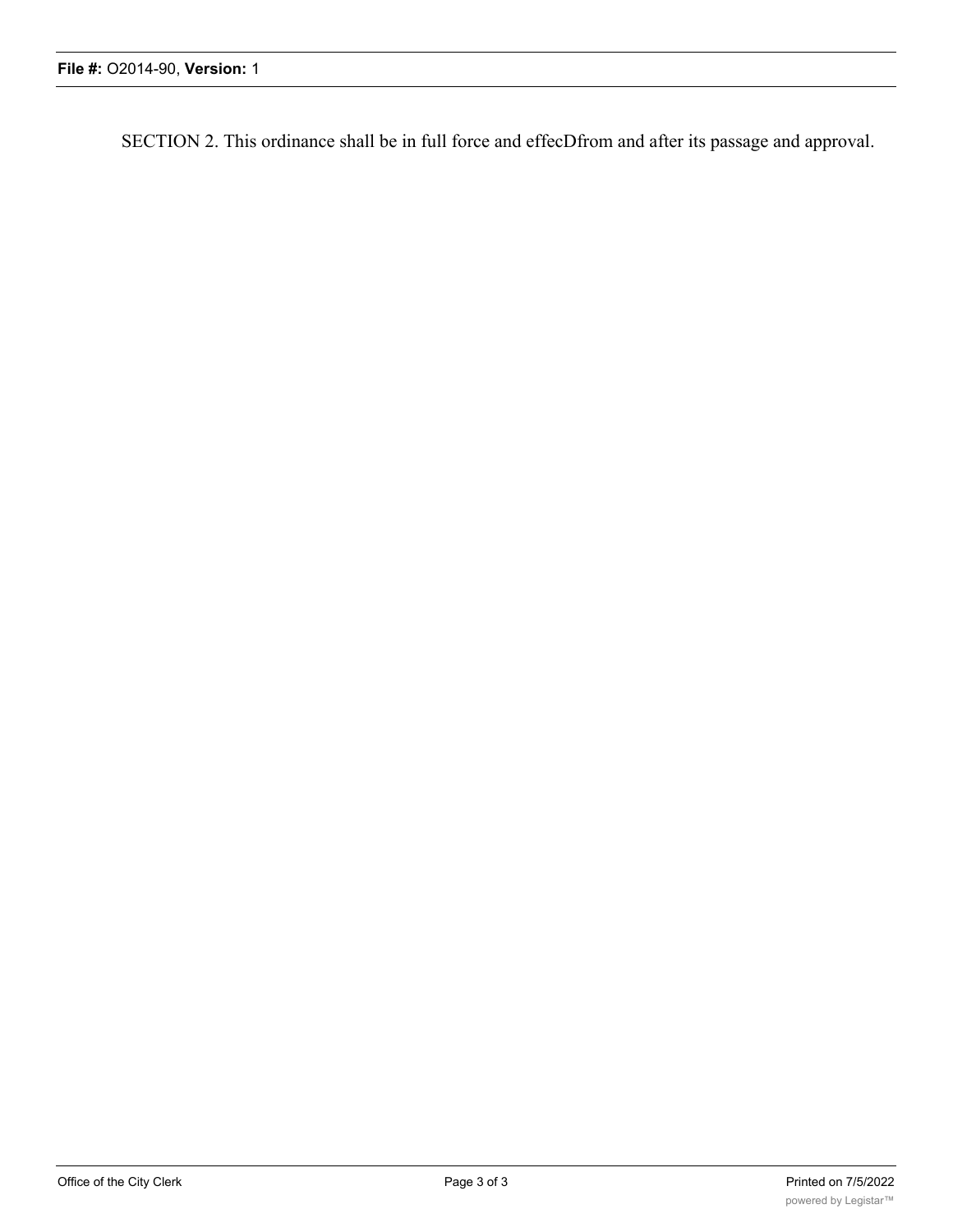SECTION 2. This ordinance shall be in full force and effecDfrom and after its passage and approval.